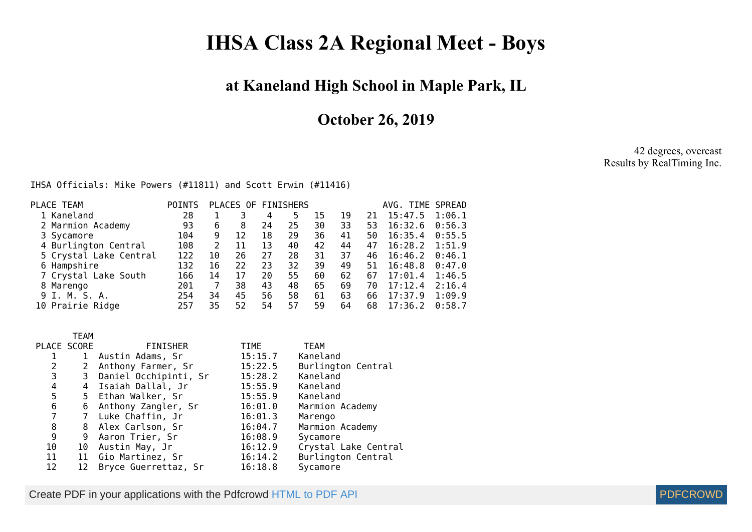# IHSA Class 2A Regional Meet - Boys

## at Kaneland High School in Maple Park, IL

## October 26, 2019

42 degrees, overcast
Results by RealTiming Inc.

IHSA Officials: Mike Powers (#11811) and Scott Erwin (#11416)

| PLACE | TEAM | POINTS | PLACES OF FINISHERS | | | | | | | AVG. TIME | SPREAD |
|---|---|---|---|---|---|---|---|---|---|---|---|
| 1 | Kaneland | 28 | 1 | 3 | 4 | 5 | 15 | 19 | 21 | 15:47.5 | 1:06.1 |
| 2 | Marmion Academy | 93 | 6 | 8 | 24 | 25 | 30 | 33 | 53 | 16:32.6 | 0:56.3 |
| 3 | Sycamore | 104 | 9 | 12 | 18 | 29 | 36 | 41 | 50 | 16:35.4 | 0:55.5 |
| 4 | Burlington Central | 108 | 2 | 11 | 13 | 40 | 42 | 44 | 47 | 16:28.2 | 1:51.9 |
| 5 | Crystal Lake Central | 122 | 10 | 26 | 27 | 28 | 31 | 37 | 46 | 16:46.2 | 0:46.1 |
| 6 | Hampshire | 132 | 16 | 22 | 23 | 32 | 39 | 49 | 51 | 16:48.8 | 0:47.0 |
| 7 | Crystal Lake South | 166 | 14 | 17 | 20 | 55 | 60 | 62 | 67 | 17:01.4 | 1:46.5 |
| 8 | Marengo | 201 | 7 | 38 | 43 | 48 | 65 | 69 | 70 | 17:12.4 | 2:16.4 |
| 9 | I. M. S. A. | 254 | 34 | 45 | 56 | 58 | 61 | 63 | 66 | 17:37.9 | 1:09.9 |
| 10 | Prairie Ridge | 257 | 35 | 52 | 54 | 57 | 59 | 64 | 68 | 17:36.2 | 0:58.7 |

| PLACE | TEAM SCORE | FINISHER | TIME | TEAM |
|---|---|---|---|---|
| 1 | 1 | Austin Adams, Sr | 15:15.7 | Kaneland |
| 2 | 2 | Anthony Farmer, Sr | 15:22.5 | Burlington Central |
| 3 | 3 | Daniel Occhipinti, Sr | 15:28.2 | Kaneland |
| 4 | 4 | Isaiah Dallal, Jr | 15:55.9 | Kaneland |
| 5 | 5 | Ethan Walker, Sr | 15:55.9 | Kaneland |
| 6 | 6 | Anthony Zangler, Sr | 16:01.0 | Marmion Academy |
| 7 | 7 | Luke Chaffin, Jr | 16:01.3 | Marengo |
| 8 | 8 | Alex Carlson, Sr | 16:04.7 | Marmion Academy |
| 9 | 9 | Aaron Trier, Sr | 16:08.9 | Sycamore |
| 10 | 10 | Austin May, Jr | 16:12.9 | Crystal Lake Central |
| 11 | 11 | Gio Martinez, Sr | 16:14.2 | Burlington Central |
| 12 | 12 | Bryce Guerrettaz, Sr | 16:18.8 | Sycamore |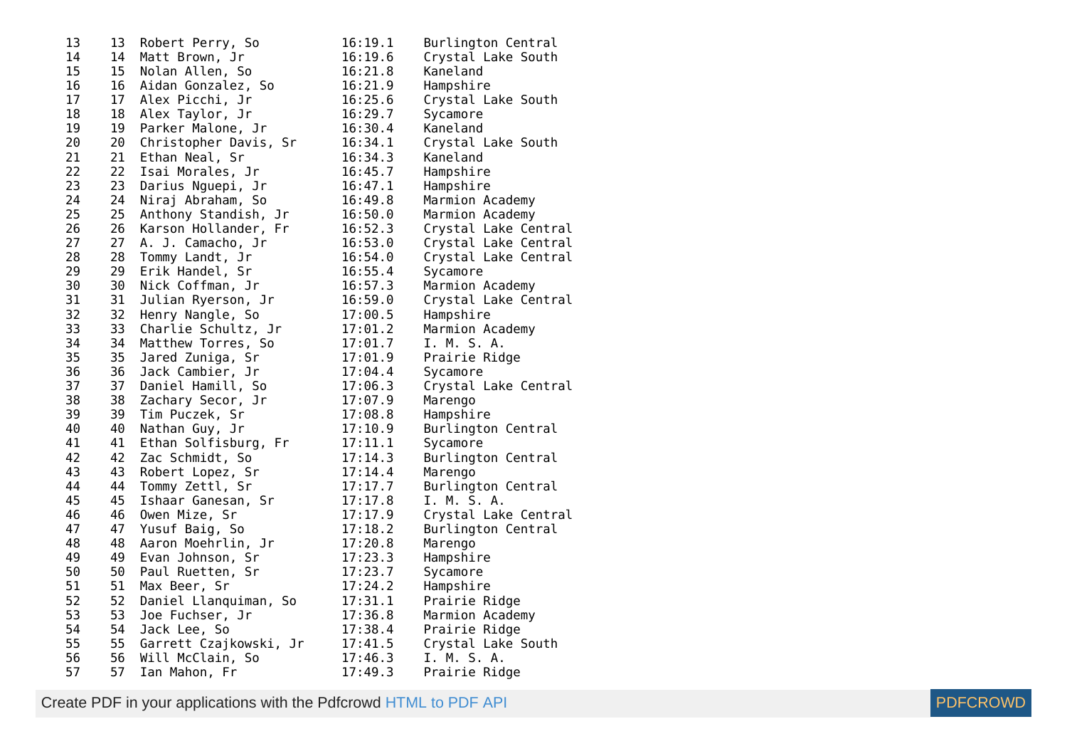```
13    13  Robert Perry, So          16:19.1    Burlington Central
14    14  Matt Brown, Jr            16:19.6    Crystal Lake South
15    15  Nolan Allen, So           16:21.8    Kaneland
16    16  Aidan Gonzalez, So        16:21.9    Hampshire
17    17  Alex Picchi, Jr           16:25.6    Crystal Lake South
18    18  Alex Taylor, Jr           16:29.7    Sycamore
19    19  Parker Malone, Jr         16:30.4    Kaneland
20    20  Christopher Davis, Sr     16:34.1    Crystal Lake South
21    21  Ethan Neal, Sr            16:34.3    Kaneland
22    22  Isai Morales, Jr          16:45.7    Hampshire
23    23  Darius Nguepi, Jr         16:47.1    Hampshire
24    24  Niraj Abraham, So         16:49.8    Marmion Academy
25    25  Anthony Standish, Jr      16:50.0    Marmion Academy
26    26  Karson Hollander, Fr      16:52.3    Crystal Lake Central
27    27  A. J. Camacho, Jr         16:53.0    Crystal Lake Central
28    28  Tommy Landt, Jr           16:54.0    Crystal Lake Central
29    29  Erik Handel, Sr           16:55.4    Sycamore
30    30  Nick Coffman, Jr          16:57.3    Marmion Academy
31    31  Julian Ryerson, Jr        16:59.0    Crystal Lake Central
32    32  Henry Nangle, So          17:00.5    Hampshire
33    33  Charlie Schultz, Jr       17:01.2    Marmion Academy
34    34  Matthew Torres, So        17:01.7    I. M. S. A.
35    35  Jared Zuniga, Sr          17:01.9    Prairie Ridge
36    36  Jack Cambier, Jr          17:04.4    Sycamore
37    37  Daniel Hamill, So         17:06.3    Crystal Lake Central
38    38  Zachary Secor, Jr         17:07.9    Marengo
39    39  Tim Puczek, Sr            17:08.8    Hampshire
40    40  Nathan Guy, Jr            17:10.9    Burlington Central
41    41  Ethan Solfisburg, Fr      17:11.1    Sycamore
42    42  Zac Schmidt, So           17:14.3    Burlington Central
43    43  Robert Lopez, Sr          17:14.4    Marengo
44    44  Tommy Zettl, Sr           17:17.7    Burlington Central
45    45  Ishaar Ganesan, Sr        17:17.8    I. M. S. A.
46    46  Owen Mize, Sr             17:17.9    Crystal Lake Central
47    47  Yusuf Baig, So            17:18.2    Burlington Central
48    48  Aaron Moehrlin, Jr        17:20.8    Marengo
49    49  Evan Johnson, Sr          17:23.3    Hampshire
50    50  Paul Ruetten, Sr          17:23.7    Sycamore
51    51  Max Beer, Sr              17:24.2    Hampshire
52    52  Daniel Llanquiman, So     17:31.1    Prairie Ridge
53    53  Joe Fuchser, Jr           17:36.8    Marmion Academy
54    54  Jack Lee, So              17:38.4    Prairie Ridge
55    55  Garrett Czajkowski, Jr    17:41.5    Crystal Lake South
56    56  Will McClain, So          17:46.3    I. M. S. A.
57    57  Ian Mahon, Fr             17:49.3    Prairie Ridge
```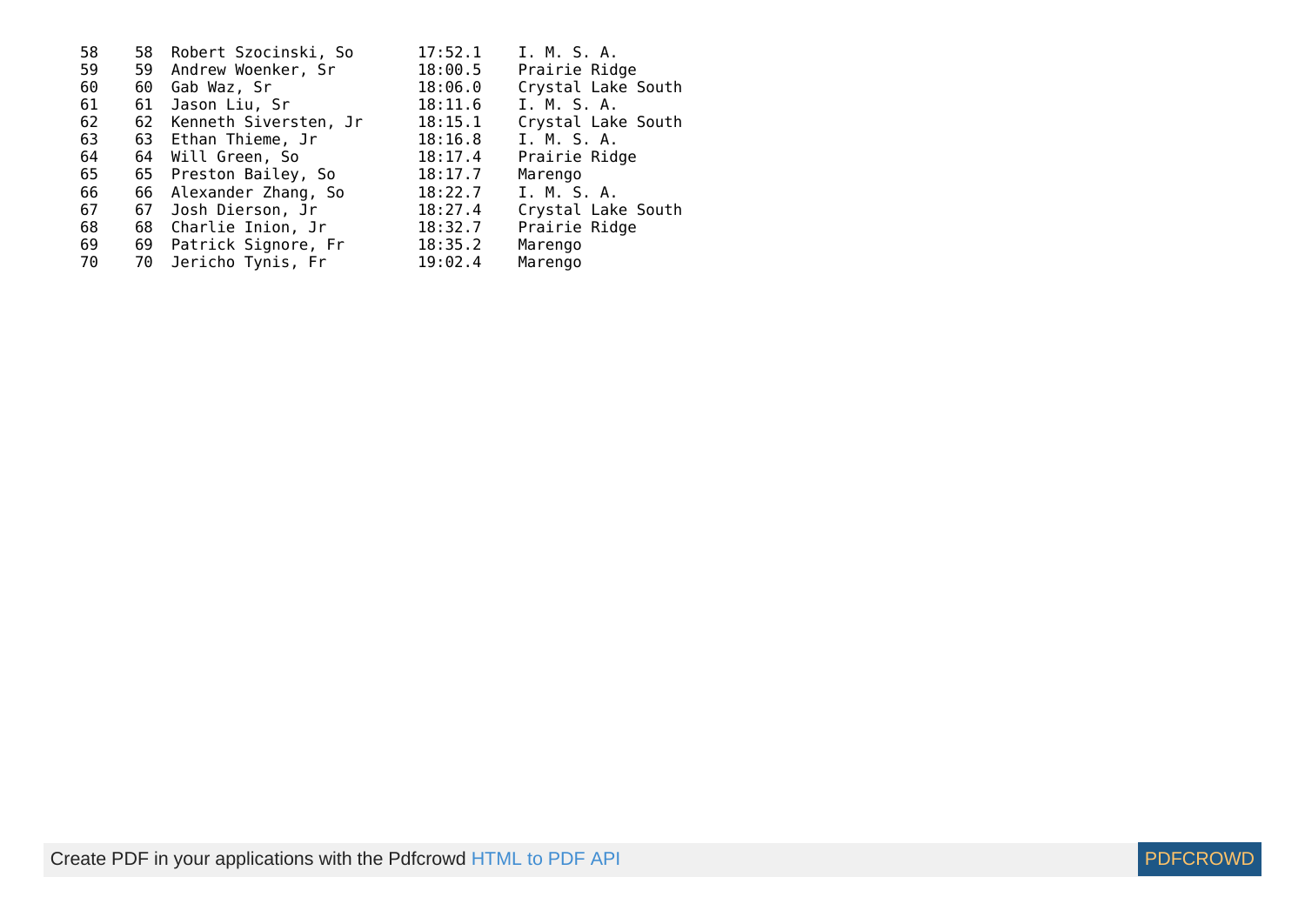| | | | | |
|---|---|---|---|---|
| 58 | 58 | Robert Szocinski, So | 17:52.1 | I. M. S. A. |
| 59 | 59 | Andrew Woenker, Sr | 18:00.5 | Prairie Ridge |
| 60 | 60 | Gab Waz, Sr | 18:06.0 | Crystal Lake South |
| 61 | 61 | Jason Liu, Sr | 18:11.6 | I. M. S. A. |
| 62 | 62 | Kenneth Siversten, Jr | 18:15.1 | Crystal Lake South |
| 63 | 63 | Ethan Thieme, Jr | 18:16.8 | I. M. S. A. |
| 64 | 64 | Will Green, So | 18:17.4 | Prairie Ridge |
| 65 | 65 | Preston Bailey, So | 18:17.7 | Marengo |
| 66 | 66 | Alexander Zhang, So | 18:22.7 | I. M. S. A. |
| 67 | 67 | Josh Dierson, Jr | 18:27.4 | Crystal Lake South |
| 68 | 68 | Charlie Inion, Jr | 18:32.7 | Prairie Ridge |
| 69 | 69 | Patrick Signore, Fr | 18:35.2 | Marengo |
| 70 | 70 | Jericho Tynis, Fr | 19:02.4 | Marengo |

Create PDF in your applications with the Pdfcrowd HTML to PDF API PDFCROWD